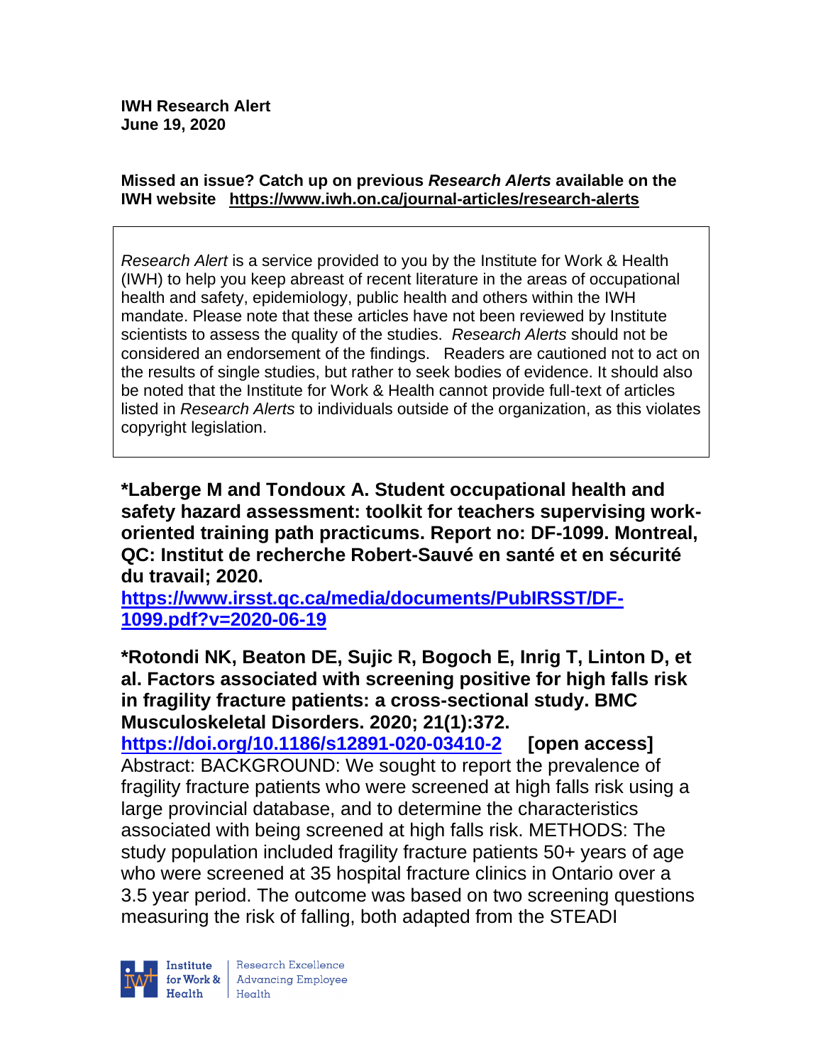**IWH Research Alert**
**June 19, 2020**

**Missed an issue? Catch up on previous *Research Alerts* available on the IWH website** **https://www.iwh.on.ca/journal-articles/research-alerts**

*Research Alert* is a service provided to you by the Institute for Work & Health (IWH) to help you keep abreast of recent literature in the areas of occupational health and safety, epidemiology, public health and others within the IWH mandate. Please note that these articles have not been reviewed by Institute scientists to assess the quality of the studies. *Research Alerts* should not be considered an endorsement of the findings. Readers are cautioned not to act on the results of single studies, but rather to seek bodies of evidence. It should also be noted that the Institute for Work & Health cannot provide full-text of articles listed in *Research Alerts* to individuals outside of the organization, as this violates copyright legislation.

**\*Laberge M and Tondoux A. Student occupational health and safety hazard assessment: toolkit for teachers supervising work-oriented training path practicums. Report no: DF-1099. Montreal, QC: Institut de recherche Robert-Sauvé en santé et en sécurité du travail; 2020.**
**https://www.irsst.qc.ca/media/documents/PubIRSST/DF-1099.pdf?v=2020-06-19**

**\*Rotondi NK, Beaton DE, Sujic R, Bogoch E, Inrig T, Linton D, et al. Factors associated with screening positive for high falls risk in fragility fracture patients: a cross-sectional study. BMC Musculoskeletal Disorders. 2020; 21(1):372.**
**https://doi.org/10.1186/s12891-020-03410-2** **[open access]**
Abstract: BACKGROUND: We sought to report the prevalence of fragility fracture patients who were screened at high falls risk using a large provincial database, and to determine the characteristics associated with being screened at high falls risk. METHODS: The study population included fragility fracture patients 50+ years of age who were screened at 35 hospital fracture clinics in Ontario over a 3.5 year period. The outcome was based on two screening questions measuring the risk of falling, both adapted from the STEADI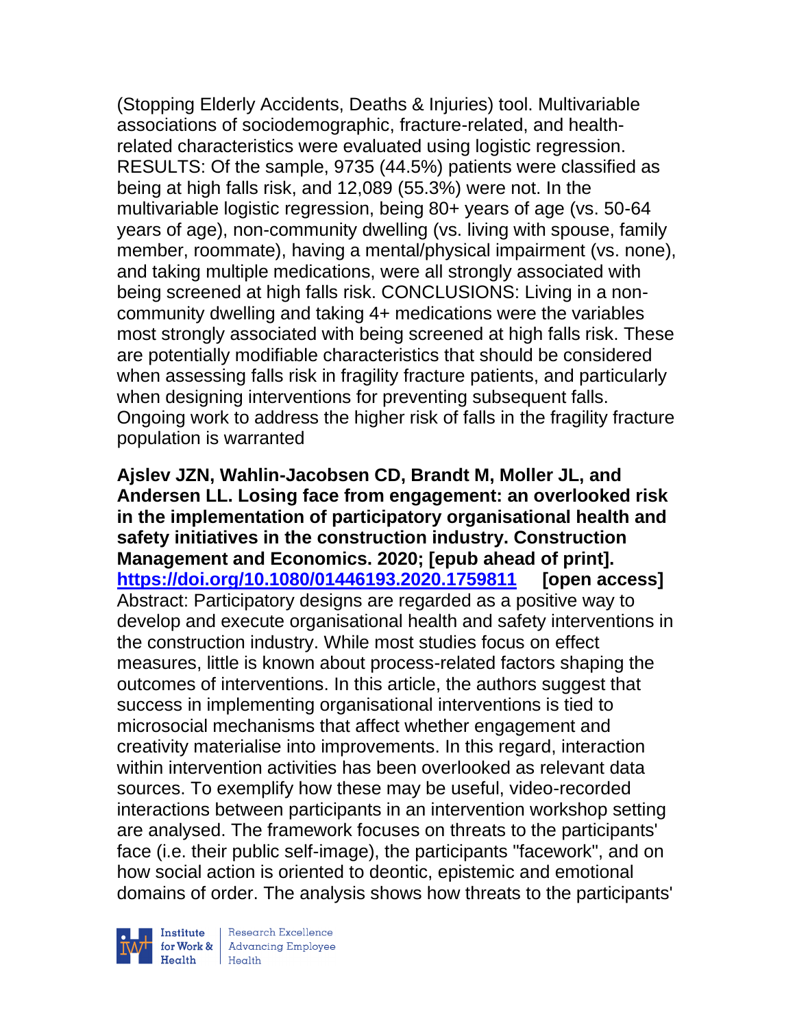(Stopping Elderly Accidents, Deaths & Injuries) tool. Multivariable associations of sociodemographic, fracture-related, and health-related characteristics were evaluated using logistic regression. RESULTS: Of the sample, 9735 (44.5%) patients were classified as being at high falls risk, and 12,089 (55.3%) were not. In the multivariable logistic regression, being 80+ years of age (vs. 50-64 years of age), non-community dwelling (vs. living with spouse, family member, roommate), having a mental/physical impairment (vs. none), and taking multiple medications, were all strongly associated with being screened at high falls risk. CONCLUSIONS: Living in a non-community dwelling and taking 4+ medications were the variables most strongly associated with being screened at high falls risk. These are potentially modifiable characteristics that should be considered when assessing falls risk in fragility fracture patients, and particularly when designing interventions for preventing subsequent falls. Ongoing work to address the higher risk of falls in the fragility fracture population is warranted

**Ajslev JZN, Wahlin-Jacobsen CD, Brandt M, Moller JL, and Andersen LL. Losing face from engagement: an overlooked risk in the implementation of participatory organisational health and safety initiatives in the construction industry. Construction Management and Economics. 2020; [epub ahead of print]. https://doi.org/10.1080/01446193.2020.1759811 [open access]**
Abstract: Participatory designs are regarded as a positive way to develop and execute organisational health and safety interventions in the construction industry. While most studies focus on effect measures, little is known about process-related factors shaping the outcomes of interventions. In this article, the authors suggest that success in implementing organisational interventions is tied to microsocial mechanisms that affect whether engagement and creativity materialise into improvements. In this regard, interaction within intervention activities has been overlooked as relevant data sources. To exemplify how these may be useful, video-recorded interactions between participants in an intervention workshop setting are analysed. The framework focuses on threats to the participants' face (i.e. their public self-image), the participants "facework", and on how social action is oriented to deontic, epistemic and emotional domains of order. The analysis shows how threats to the participants'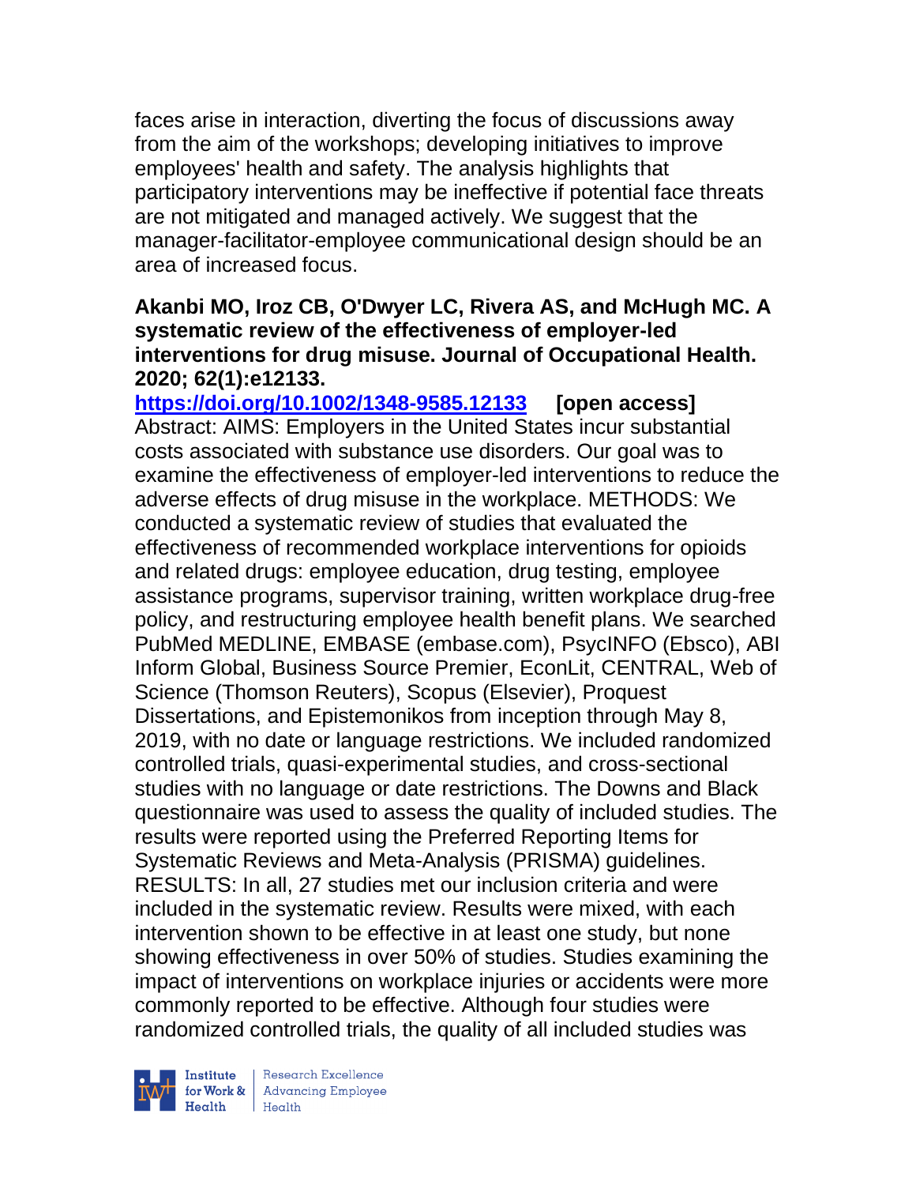faces arise in interaction, diverting the focus of discussions away from the aim of the workshops; developing initiatives to improve employees' health and safety. The analysis highlights that participatory interventions may be ineffective if potential face threats are not mitigated and managed actively. We suggest that the manager-facilitator-employee communicational design should be an area of increased focus.

**Akanbi MO, Iroz CB, O'Dwyer LC, Rivera AS, and McHugh MC. A systematic review of the effectiveness of employer-led interventions for drug misuse. Journal of Occupational Health. 2020; 62(1):e12133.**

**https://doi.org/10.1002/1348-9585.12133 [open access]**

Abstract: AIMS: Employers in the United States incur substantial costs associated with substance use disorders. Our goal was to examine the effectiveness of employer-led interventions to reduce the adverse effects of drug misuse in the workplace. METHODS: We conducted a systematic review of studies that evaluated the effectiveness of recommended workplace interventions for opioids and related drugs: employee education, drug testing, employee assistance programs, supervisor training, written workplace drug-free policy, and restructuring employee health benefit plans. We searched PubMed MEDLINE, EMBASE (embase.com), PsycINFO (Ebsco), ABI Inform Global, Business Source Premier, EconLit, CENTRAL, Web of Science (Thomson Reuters), Scopus (Elsevier), Proquest Dissertations, and Epistemonikos from inception through May 8, 2019, with no date or language restrictions. We included randomized controlled trials, quasi-experimental studies, and cross-sectional studies with no language or date restrictions. The Downs and Black questionnaire was used to assess the quality of included studies. The results were reported using the Preferred Reporting Items for Systematic Reviews and Meta-Analysis (PRISMA) guidelines. RESULTS: In all, 27 studies met our inclusion criteria and were included in the systematic review. Results were mixed, with each intervention shown to be effective in at least one study, but none showing effectiveness in over 50% of studies. Studies examining the impact of interventions on workplace injuries or accidents were more commonly reported to be effective. Although four studies were randomized controlled trials, the quality of all included studies was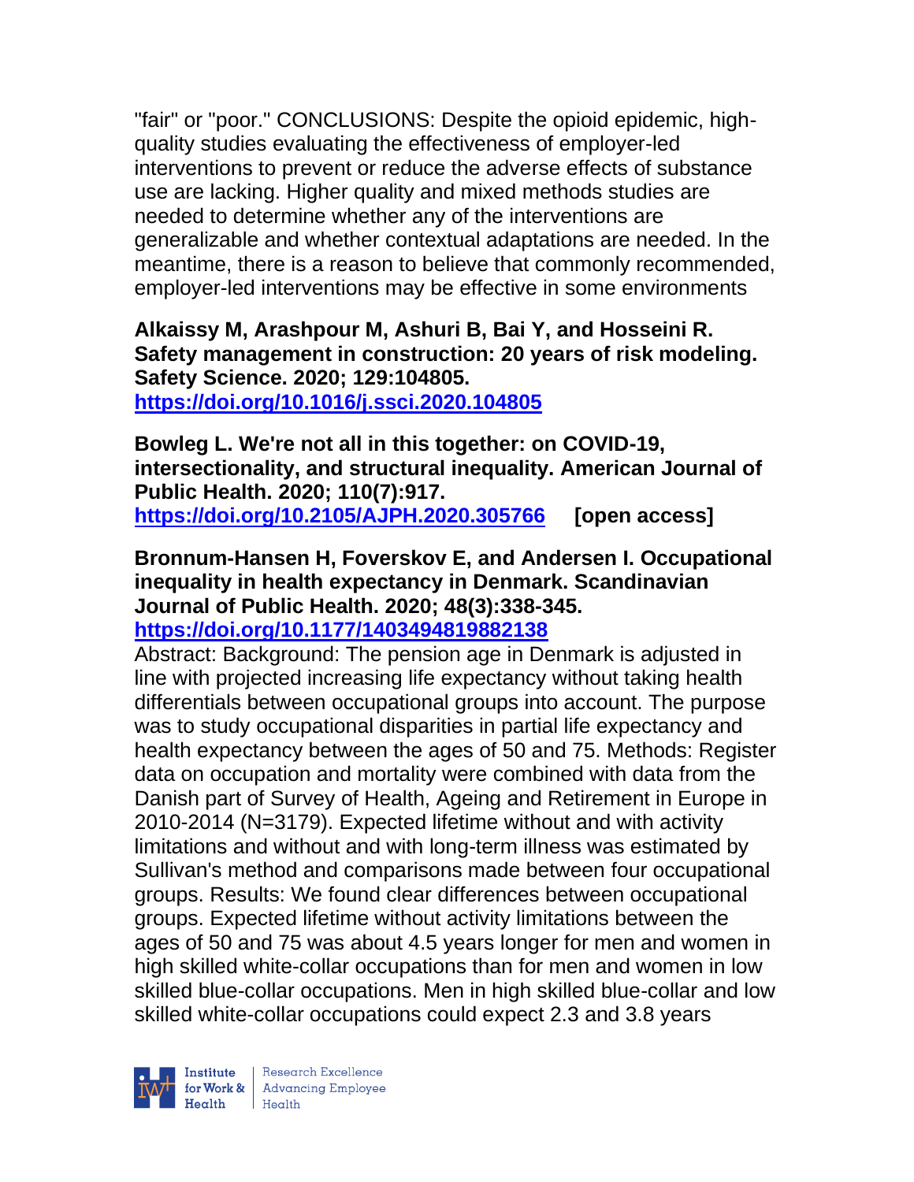"fair" or "poor." CONCLUSIONS: Despite the opioid epidemic, high-quality studies evaluating the effectiveness of employer-led interventions to prevent or reduce the adverse effects of substance use are lacking. Higher quality and mixed methods studies are needed to determine whether any of the interventions are generalizable and whether contextual adaptations are needed. In the meantime, there is a reason to believe that commonly recommended, employer-led interventions may be effective in some environments

**Alkaissy M, Arashpour M, Ashuri B, Bai Y, and Hosseini R. Safety management in construction: 20 years of risk modeling. Safety Science. 2020; 129:104805.**
**https://doi.org/10.1016/j.ssci.2020.104805**

**Bowleg L. We're not all in this together: on COVID-19, intersectionality, and structural inequality. American Journal of Public Health. 2020; 110(7):917.**
**https://doi.org/10.2105/AJPH.2020.305766 [open access]**

**Bronnum-Hansen H, Foverskov E, and Andersen I. Occupational inequality in health expectancy in Denmark. Scandinavian Journal of Public Health. 2020; 48(3):338-345.**
**https://doi.org/10.1177/1403494819882138**
Abstract: Background: The pension age in Denmark is adjusted in line with projected increasing life expectancy without taking health differentials between occupational groups into account. The purpose was to study occupational disparities in partial life expectancy and health expectancy between the ages of 50 and 75. Methods: Register data on occupation and mortality were combined with data from the Danish part of Survey of Health, Ageing and Retirement in Europe in 2010-2014 (N=3179). Expected lifetime without and with activity limitations and without and with long-term illness was estimated by Sullivan's method and comparisons made between four occupational groups. Results: We found clear differences between occupational groups. Expected lifetime without activity limitations between the ages of 50 and 75 was about 4.5 years longer for men and women in high skilled white-collar occupations than for men and women in low skilled blue-collar occupations. Men in high skilled blue-collar and low skilled white-collar occupations could expect 2.3 and 3.8 years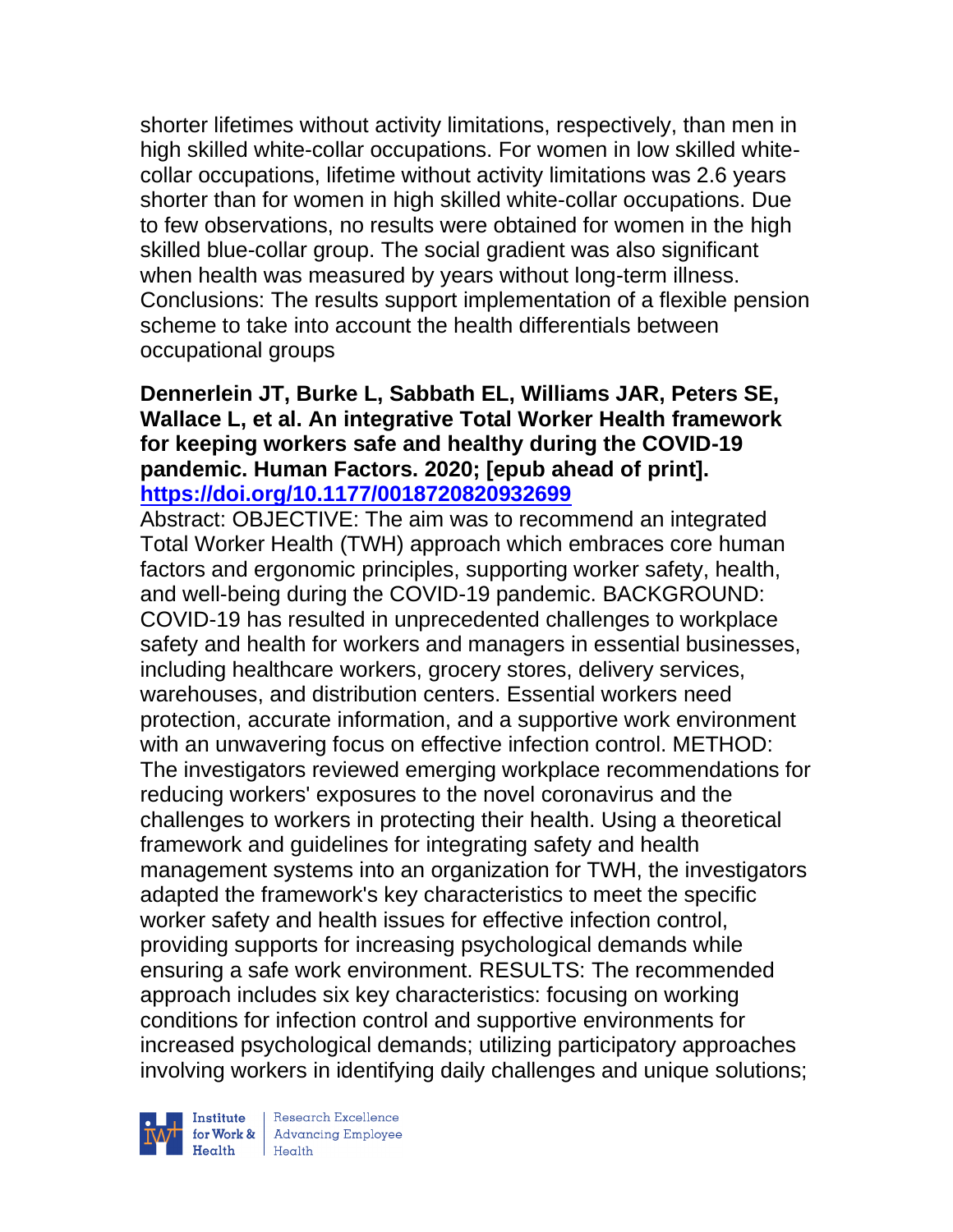shorter lifetimes without activity limitations, respectively, than men in high skilled white-collar occupations. For women in low skilled white-collar occupations, lifetime without activity limitations was 2.6 years shorter than for women in high skilled white-collar occupations. Due to few observations, no results were obtained for women in the high skilled blue-collar group. The social gradient was also significant when health was measured by years without long-term illness. Conclusions: The results support implementation of a flexible pension scheme to take into account the health differentials between occupational groups

**Dennerlein JT, Burke L, Sabbath EL, Williams JAR, Peters SE, Wallace L, et al. An integrative Total Worker Health framework for keeping workers safe and healthy during the COVID-19 pandemic. Human Factors. 2020; [epub ahead of print]. https://doi.org/10.1177/0018720820932699**

Abstract: OBJECTIVE: The aim was to recommend an integrated Total Worker Health (TWH) approach which embraces core human factors and ergonomic principles, supporting worker safety, health, and well-being during the COVID-19 pandemic. BACKGROUND: COVID-19 has resulted in unprecedented challenges to workplace safety and health for workers and managers in essential businesses, including healthcare workers, grocery stores, delivery services, warehouses, and distribution centers. Essential workers need protection, accurate information, and a supportive work environment with an unwavering focus on effective infection control. METHOD: The investigators reviewed emerging workplace recommendations for reducing workers' exposures to the novel coronavirus and the challenges to workers in protecting their health. Using a theoretical framework and guidelines for integrating safety and health management systems into an organization for TWH, the investigators adapted the framework's key characteristics to meet the specific worker safety and health issues for effective infection control, providing supports for increasing psychological demands while ensuring a safe work environment. RESULTS: The recommended approach includes six key characteristics: focusing on working conditions for infection control and supportive environments for increased psychological demands; utilizing participatory approaches involving workers in identifying daily challenges and unique solutions;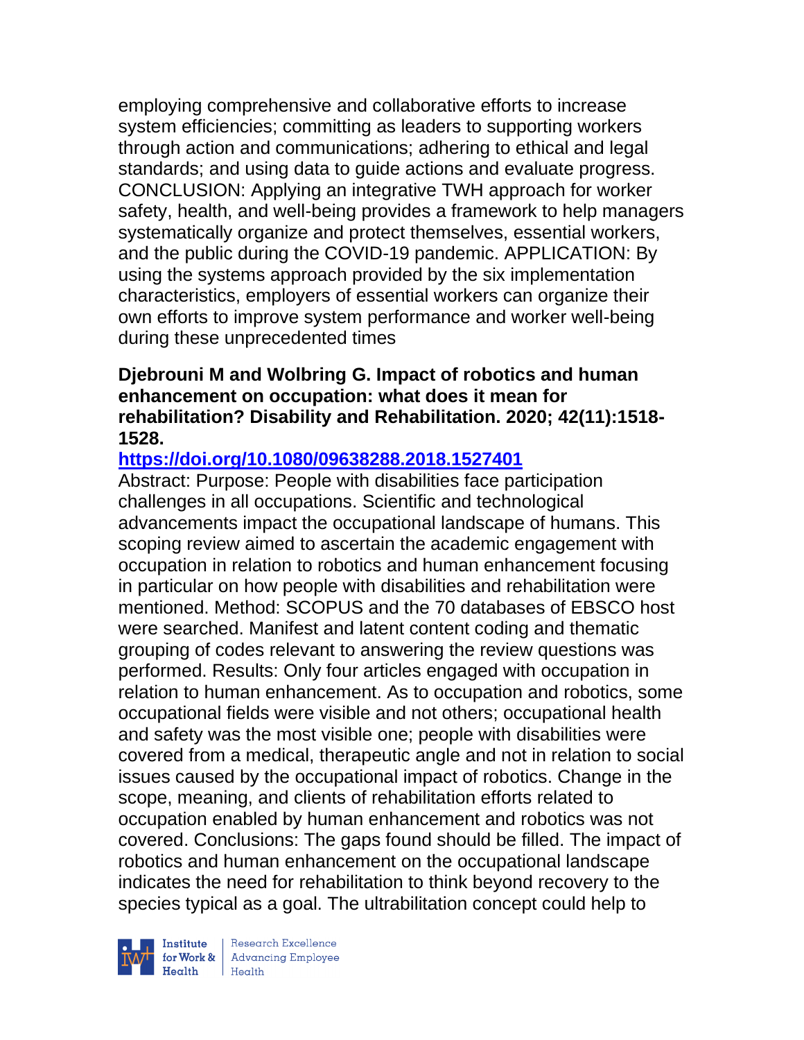employing comprehensive and collaborative efforts to increase system efficiencies; committing as leaders to supporting workers through action and communications; adhering to ethical and legal standards; and using data to guide actions and evaluate progress. CONCLUSION: Applying an integrative TWH approach for worker safety, health, and well-being provides a framework to help managers systematically organize and protect themselves, essential workers, and the public during the COVID-19 pandemic. APPLICATION: By using the systems approach provided by the six implementation characteristics, employers of essential workers can organize their own efforts to improve system performance and worker well-being during these unprecedented times

**Djebrouni M and Wolbring G. Impact of robotics and human enhancement on occupation: what does it mean for rehabilitation? Disability and Rehabilitation. 2020; 42(11):1518-1528.**

**https://doi.org/10.1080/09638288.2018.1527401**

Abstract: Purpose: People with disabilities face participation challenges in all occupations. Scientific and technological advancements impact the occupational landscape of humans. This scoping review aimed to ascertain the academic engagement with occupation in relation to robotics and human enhancement focusing in particular on how people with disabilities and rehabilitation were mentioned. Method: SCOPUS and the 70 databases of EBSCO host were searched. Manifest and latent content coding and thematic grouping of codes relevant to answering the review questions was performed. Results: Only four articles engaged with occupation in relation to human enhancement. As to occupation and robotics, some occupational fields were visible and not others; occupational health and safety was the most visible one; people with disabilities were covered from a medical, therapeutic angle and not in relation to social issues caused by the occupational impact of robotics. Change in the scope, meaning, and clients of rehabilitation efforts related to occupation enabled by human enhancement and robotics was not covered. Conclusions: The gaps found should be filled. The impact of robotics and human enhancement on the occupational landscape indicates the need for rehabilitation to think beyond recovery to the species typical as a goal. The ultrabilitation concept could help to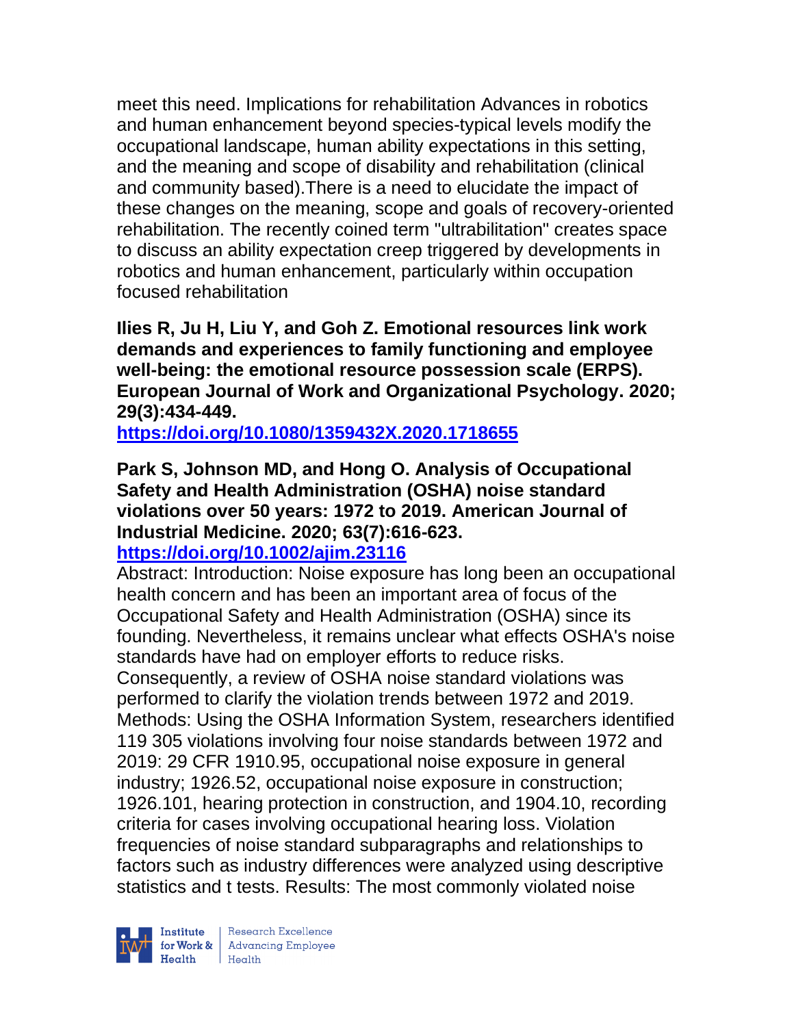meet this need. Implications for rehabilitation Advances in robotics and human enhancement beyond species-typical levels modify the occupational landscape, human ability expectations in this setting, and the meaning and scope of disability and rehabilitation (clinical and community based).There is a need to elucidate the impact of these changes on the meaning, scope and goals of recovery-oriented rehabilitation. The recently coined term "ultrabilitation" creates space to discuss an ability expectation creep triggered by developments in robotics and human enhancement, particularly within occupation focused rehabilitation

**Ilies R, Ju H, Liu Y, and Goh Z. Emotional resources link work demands and experiences to family functioning and employee well-being: the emotional resource possession scale (ERPS). European Journal of Work and Organizational Psychology. 2020; 29(3):434-449.**
**https://doi.org/10.1080/1359432X.2020.1718655**

**Park S, Johnson MD, and Hong O. Analysis of Occupational Safety and Health Administration (OSHA) noise standard violations over 50 years: 1972 to 2019. American Journal of Industrial Medicine. 2020; 63(7):616-623.**
**https://doi.org/10.1002/ajim.23116**

Abstract: Introduction: Noise exposure has long been an occupational health concern and has been an important area of focus of the Occupational Safety and Health Administration (OSHA) since its founding. Nevertheless, it remains unclear what effects OSHA's noise standards have had on employer efforts to reduce risks. Consequently, a review of OSHA noise standard violations was performed to clarify the violation trends between 1972 and 2019. Methods: Using the OSHA Information System, researchers identified 119 305 violations involving four noise standards between 1972 and 2019: 29 CFR 1910.95, occupational noise exposure in general industry; 1926.52, occupational noise exposure in construction; 1926.101, hearing protection in construction, and 1904.10, recording criteria for cases involving occupational hearing loss. Violation frequencies of noise standard subparagraphs and relationships to factors such as industry differences were analyzed using descriptive statistics and t tests. Results: The most commonly violated noise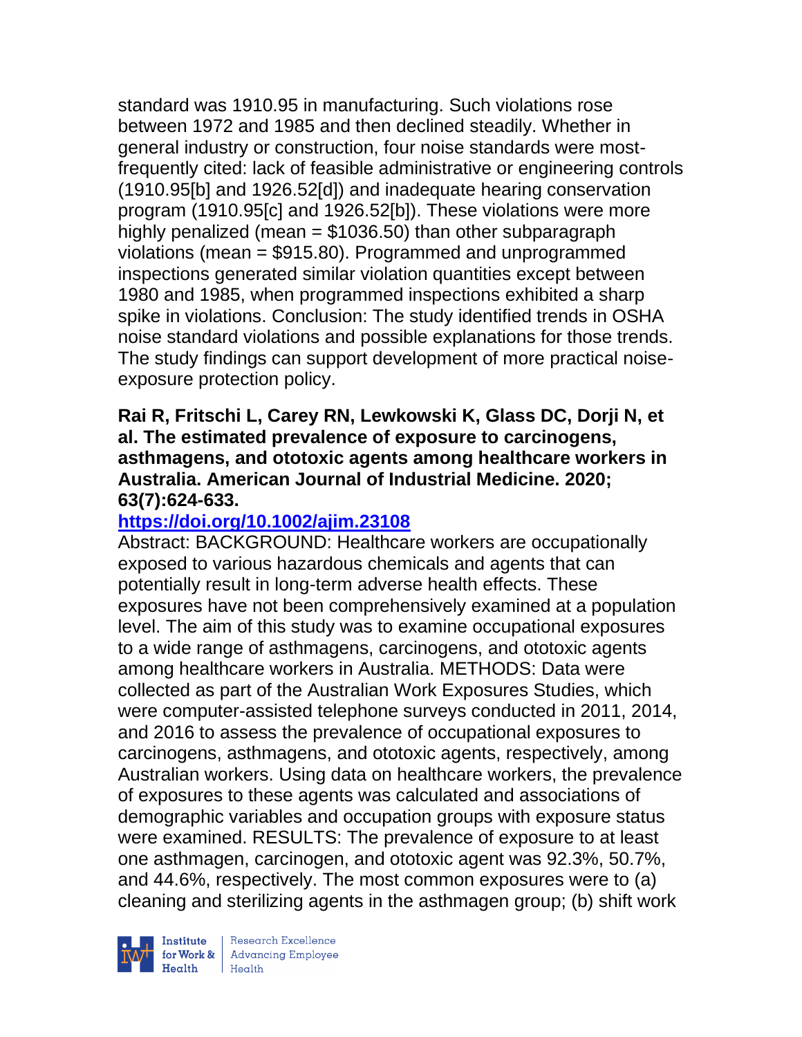standard was 1910.95 in manufacturing. Such violations rose between 1972 and 1985 and then declined steadily. Whether in general industry or construction, four noise standards were most-frequently cited: lack of feasible administrative or engineering controls (1910.95[b] and 1926.52[d]) and inadequate hearing conservation program (1910.95[c] and 1926.52[b]). These violations were more highly penalized (mean = $1036.50) than other subparagraph violations (mean = $915.80). Programmed and unprogrammed inspections generated similar violation quantities except between 1980 and 1985, when programmed inspections exhibited a sharp spike in violations. Conclusion: The study identified trends in OSHA noise standard violations and possible explanations for those trends. The study findings can support development of more practical noise-exposure protection policy.

**Rai R, Fritschi L, Carey RN, Lewkowski K, Glass DC, Dorji N, et al. The estimated prevalence of exposure to carcinogens, asthmagens, and ototoxic agents among healthcare workers in Australia. American Journal of Industrial Medicine. 2020; 63(7):624-633.**

**https://doi.org/10.1002/ajim.23108**

Abstract: BACKGROUND: Healthcare workers are occupationally exposed to various hazardous chemicals and agents that can potentially result in long-term adverse health effects. These exposures have not been comprehensively examined at a population level. The aim of this study was to examine occupational exposures to a wide range of asthmagens, carcinogens, and ototoxic agents among healthcare workers in Australia. METHODS: Data were collected as part of the Australian Work Exposures Studies, which were computer-assisted telephone surveys conducted in 2011, 2014, and 2016 to assess the prevalence of occupational exposures to carcinogens, asthmagens, and ototoxic agents, respectively, among Australian workers. Using data on healthcare workers, the prevalence of exposures to these agents was calculated and associations of demographic variables and occupation groups with exposure status were examined. RESULTS: The prevalence of exposure to at least one asthmagen, carcinogen, and ototoxic agent was 92.3%, 50.7%, and 44.6%, respectively. The most common exposures were to (a) cleaning and sterilizing agents in the asthmagen group; (b) shift work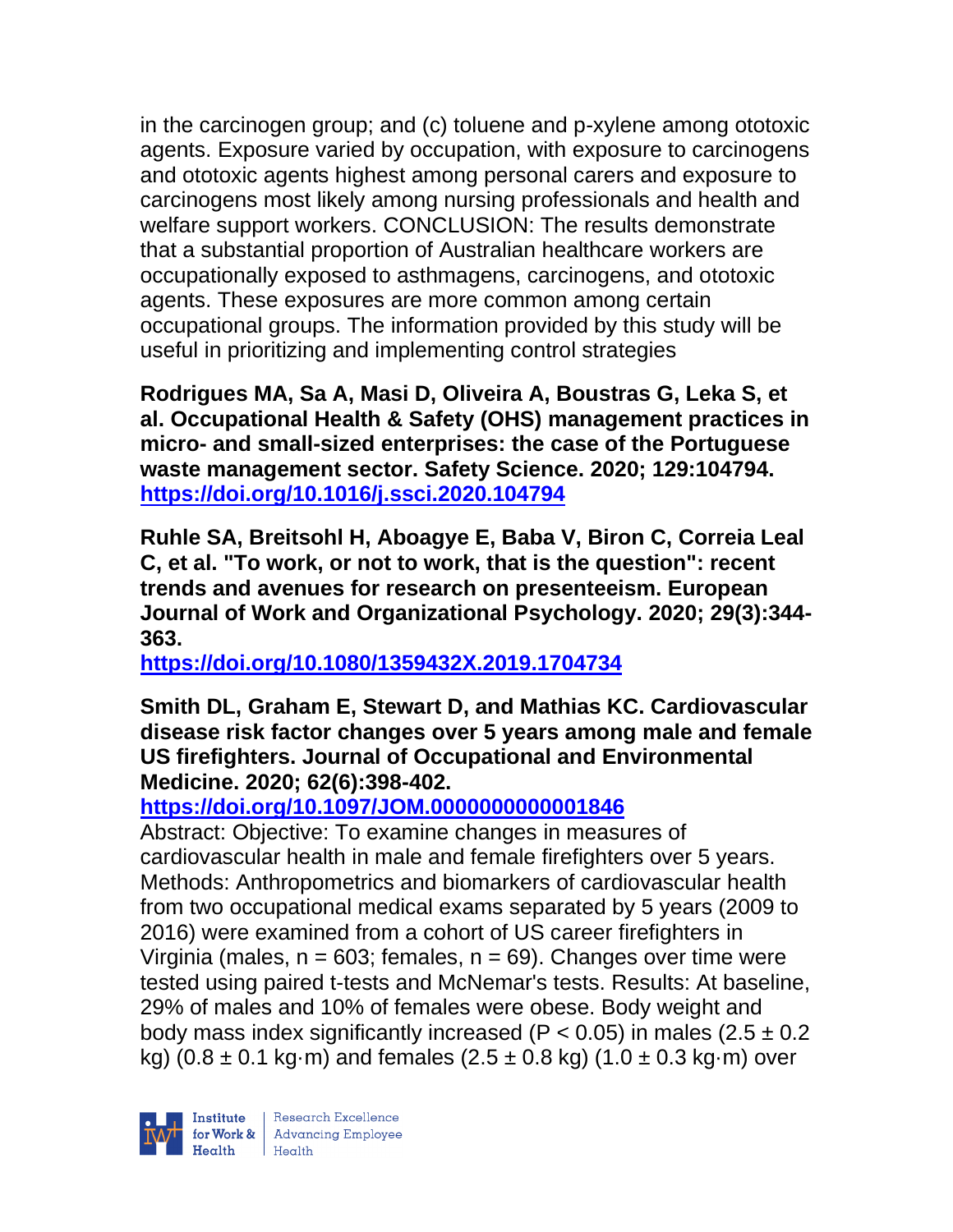in the carcinogen group; and (c) toluene and p-xylene among ototoxic agents. Exposure varied by occupation, with exposure to carcinogens and ototoxic agents highest among personal carers and exposure to carcinogens most likely among nursing professionals and health and welfare support workers. CONCLUSION: The results demonstrate that a substantial proportion of Australian healthcare workers are occupationally exposed to asthmagens, carcinogens, and ototoxic agents. These exposures are more common among certain occupational groups. The information provided by this study will be useful in prioritizing and implementing control strategies

**Rodrigues MA, Sa A, Masi D, Oliveira A, Boustras G, Leka S, et al. Occupational Health & Safety (OHS) management practices in micro- and small-sized enterprises: the case of the Portuguese waste management sector. Safety Science. 2020; 129:104794. https://doi.org/10.1016/j.ssci.2020.104794**

**Ruhle SA, Breitsohl H, Aboagye E, Baba V, Biron C, Correia Leal C, et al. "To work, or not to work, that is the question": recent trends and avenues for research on presenteeism. European Journal of Work and Organizational Psychology. 2020; 29(3):344-363.**
**https://doi.org/10.1080/1359432X.2019.1704734**

**Smith DL, Graham E, Stewart D, and Mathias KC. Cardiovascular disease risk factor changes over 5 years among male and female US firefighters. Journal of Occupational and Environmental Medicine. 2020; 62(6):398-402.**
**https://doi.org/10.1097/JOM.0000000000001846**
Abstract: Objective: To examine changes in measures of cardiovascular health in male and female firefighters over 5 years. Methods: Anthropometrics and biomarkers of cardiovascular health from two occupational medical exams separated by 5 years (2009 to 2016) were examined from a cohort of US career firefighters in Virginia (males, $n = 603$; females, $n = 69$). Changes over time were tested using paired t-tests and McNemar's tests. Results: At baseline, 29% of males and 10% of females were obese. Body weight and body mass index significantly increased ($P < 0.05$) in males ($2.5 \pm 0.2$ kg) ($0.8 \pm 0.1$ kg·m) and females ($2.5 \pm 0.8$ kg) ($1.0 \pm 0.3$ kg·m) over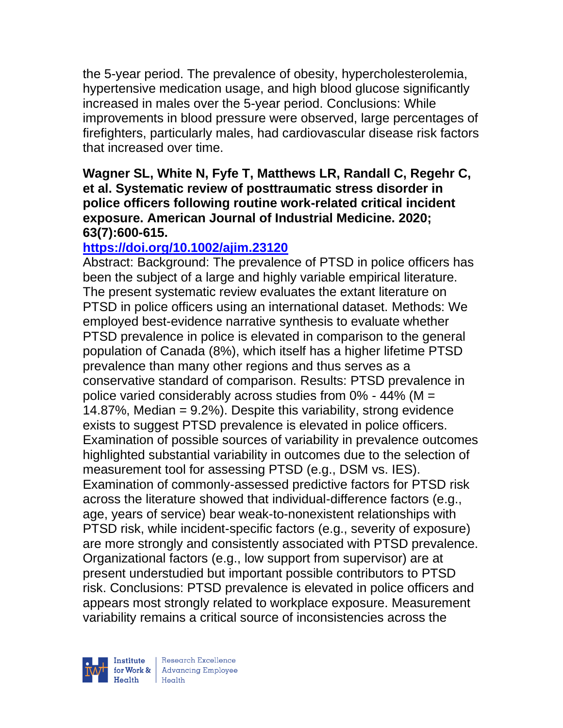the 5-year period. The prevalence of obesity, hypercholesterolemia, hypertensive medication usage, and high blood glucose significantly increased in males over the 5-year period. Conclusions: While improvements in blood pressure were observed, large percentages of firefighters, particularly males, had cardiovascular disease risk factors that increased over time.

**Wagner SL, White N, Fyfe T, Matthews LR, Randall C, Regehr C, et al. Systematic review of posttraumatic stress disorder in police officers following routine work-related critical incident exposure. American Journal of Industrial Medicine. 2020; 63(7):600-615.**

**https://doi.org/10.1002/ajim.23120**

Abstract: Background: The prevalence of PTSD in police officers has been the subject of a large and highly variable empirical literature. The present systematic review evaluates the extant literature on PTSD in police officers using an international dataset. Methods: We employed best-evidence narrative synthesis to evaluate whether PTSD prevalence in police is elevated in comparison to the general population of Canada (8%), which itself has a higher lifetime PTSD prevalence than many other regions and thus serves as a conservative standard of comparison. Results: PTSD prevalence in police varied considerably across studies from 0% - 44% (M = 14.87%, Median = 9.2%). Despite this variability, strong evidence exists to suggest PTSD prevalence is elevated in police officers. Examination of possible sources of variability in prevalence outcomes highlighted substantial variability in outcomes due to the selection of measurement tool for assessing PTSD (e.g., DSM vs. IES). Examination of commonly-assessed predictive factors for PTSD risk across the literature showed that individual-difference factors (e.g., age, years of service) bear weak-to-nonexistent relationships with PTSD risk, while incident-specific factors (e.g., severity of exposure) are more strongly and consistently associated with PTSD prevalence. Organizational factors (e.g., low support from supervisor) are at present understudied but important possible contributors to PTSD risk. Conclusions: PTSD prevalence is elevated in police officers and appears most strongly related to workplace exposure. Measurement variability remains a critical source of inconsistencies across the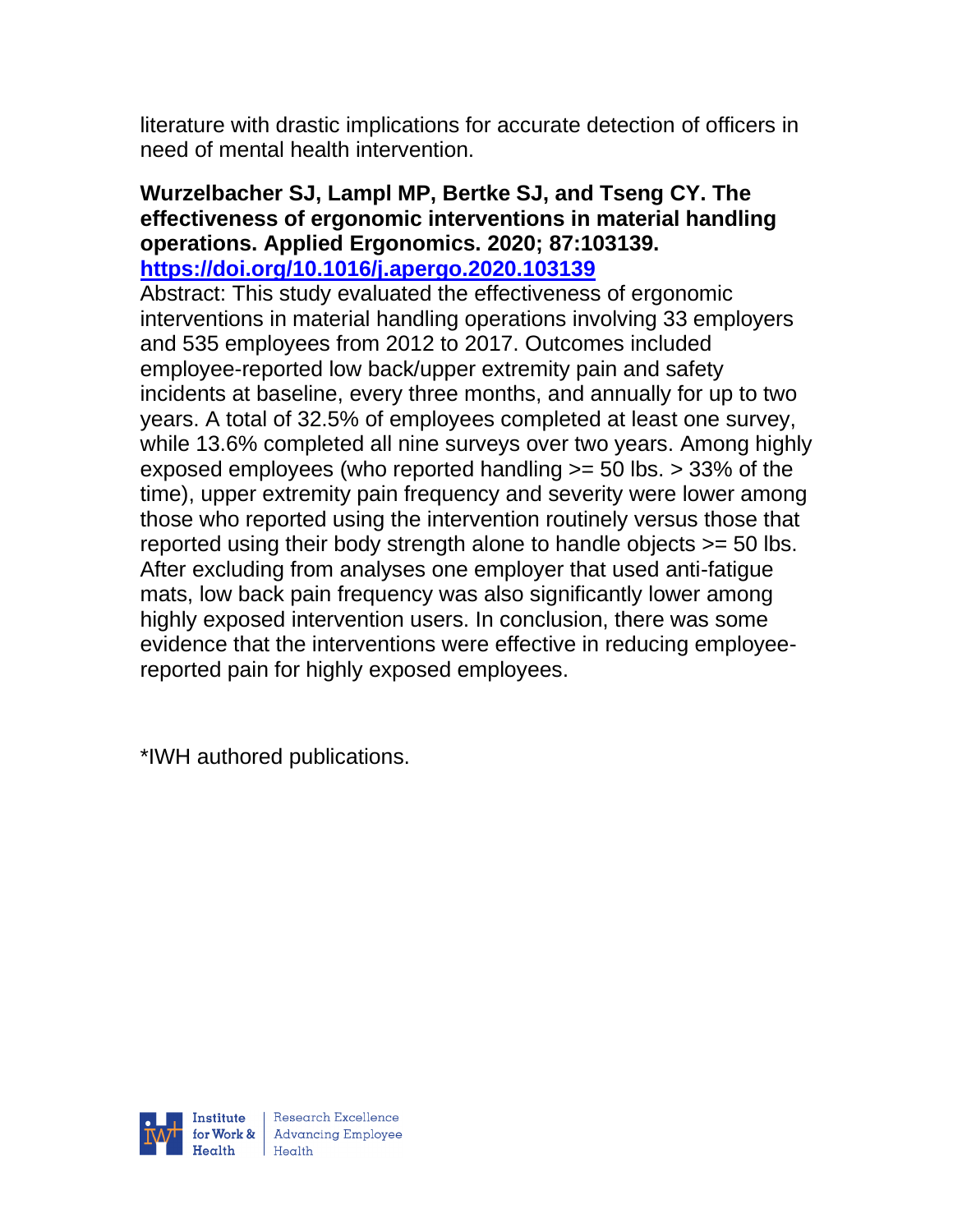literature with drastic implications for accurate detection of officers in need of mental health intervention.

**Wurzelbacher SJ, Lampl MP, Bertke SJ, and Tseng CY. The effectiveness of ergonomic interventions in material handling operations. Applied Ergonomics. 2020; 87:103139. https://doi.org/10.1016/j.apergo.2020.103139**

Abstract: This study evaluated the effectiveness of ergonomic interventions in material handling operations involving 33 employers and 535 employees from 2012 to 2017. Outcomes included employee-reported low back/upper extremity pain and safety incidents at baseline, every three months, and annually for up to two years. A total of 32.5% of employees completed at least one survey, while 13.6% completed all nine surveys over two years. Among highly exposed employees (who reported handling >= 50 lbs. > 33% of the time), upper extremity pain frequency and severity were lower among those who reported using the intervention routinely versus those that reported using their body strength alone to handle objects >= 50 lbs. After excluding from analyses one employer that used anti-fatigue mats, low back pain frequency was also significantly lower among highly exposed intervention users. In conclusion, there was some evidence that the interventions were effective in reducing employee-reported pain for highly exposed employees.

*IWH authored publications.